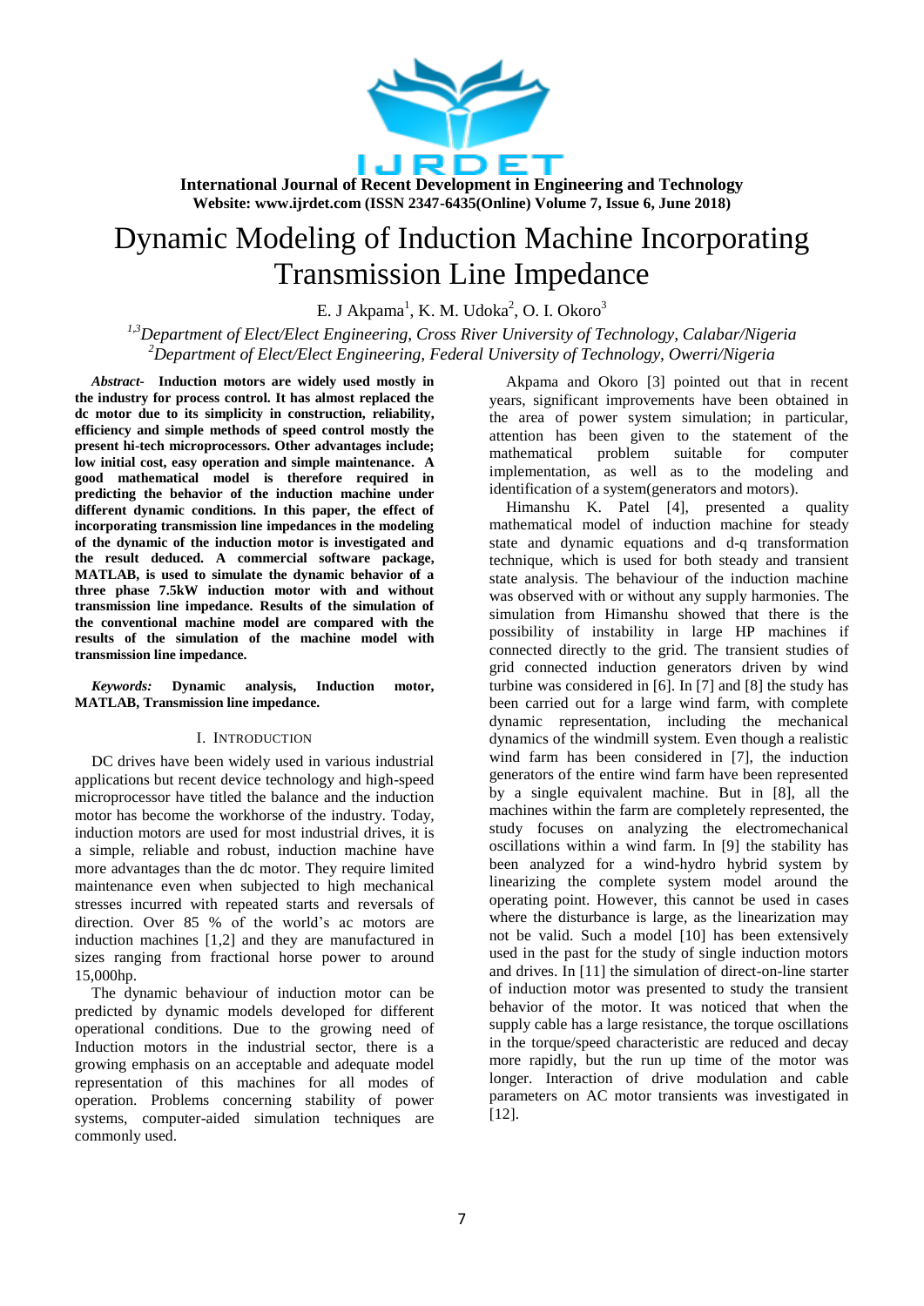International Journal of Recent Development in Engineering and Technology
Website: www.ijrdet.com (ISSN 2347-6435(Online) Volume 7, Issue 6, June 2018)

# Dynamic Modeling of Induction Machine Incorporating Transmission Line Impedance

E. J Akpama[1], K. M. Udoka[2], O. I. Okoro[3]

*[1,3]Department of Elect/Elect Engineering, Cross River University of Technology, Calabar/Nigeria*
*[2]Department of Elect/Elect Engineering, Federal University of Technology, Owerri/Nigeria*

***Abstract-*** **Induction motors are widely used mostly in the industry for process control. It has almost replaced the dc motor due to its simplicity in construction, reliability, efficiency and simple methods of speed control mostly the present hi-tech microprocessors. Other advantages include; low initial cost, easy operation and simple maintenance. A good mathematical model is therefore required in predicting the behavior of the induction machine under different dynamic conditions. In this paper, the effect of incorporating transmission line impedances in the modeling of the dynamic of the induction motor is investigated and the result deduced. A commercial software package, MATLAB, is used to simulate the dynamic behavior of a three phase 7.5kW induction motor with and without transmission line impedance. Results of the simulation of the conventional machine model are compared with the results of the simulation of the machine model with transmission line impedance.**

***Keywords:*** **Dynamic analysis, Induction motor, MATLAB, Transmission line impedance.**

## I. Introduction

DC drives have been widely used in various industrial applications but recent device technology and high-speed microprocessor have titled the balance and the induction motor has become the workhorse of the industry. Today, induction motors are used for most industrial drives, it is a simple, reliable and robust, induction machine have more advantages than the dc motor. They require limited maintenance even when subjected to high mechanical stresses incurred with repeated starts and reversals of direction. Over 85 % of the world's ac motors are induction machines [1,2] and they are manufactured in sizes ranging from fractional horse power to around 15,000hp.

The dynamic behaviour of induction motor can be predicted by dynamic models developed for different operational conditions. Due to the growing need of Induction motors in the industrial sector, there is a growing emphasis on an acceptable and adequate model representation of this machines for all modes of operation. Problems concerning stability of power systems, computer-aided simulation techniques are commonly used.

Akpama and Okoro [3] pointed out that in recent years, significant improvements have been obtained in the area of power system simulation; in particular, attention has been given to the statement of the mathematical problem suitable for computer implementation, as well as to the modeling and identification of a system(generators and motors).

Himanshu K. Patel [4], presented a quality mathematical model of induction machine for steady state and dynamic equations and d-q transformation technique, which is used for both steady and transient state analysis. The behaviour of the induction machine was observed with or without any supply harmonies. The simulation from Himanshu showed that there is the possibility of instability in large HP machines if connected directly to the grid. The transient studies of grid connected induction generators driven by wind turbine was considered in [6]. In [7] and [8] the study has been carried out for a large wind farm, with complete dynamic representation, including the mechanical dynamics of the windmill system. Even though a realistic wind farm has been considered in [7], the induction generators of the entire wind farm have been represented by a single equivalent machine. But in [8], all the machines within the farm are completely represented, the study focuses on analyzing the electromechanical oscillations within a wind farm. In [9] the stability has been analyzed for a wind-hydro hybrid system by linearizing the complete system model around the operating point. However, this cannot be used in cases where the disturbance is large, as the linearization may not be valid. Such a model [10] has been extensively used in the past for the study of single induction motors and drives. In [11] the simulation of direct-on-line starter of induction motor was presented to study the transient behavior of the motor. It was noticed that when the supply cable has a large resistance, the torque oscillations in the torque/speed characteristic are reduced and decay more rapidly, but the run up time of the motor was longer. Interaction of drive modulation and cable parameters on AC motor transients was investigated in [12].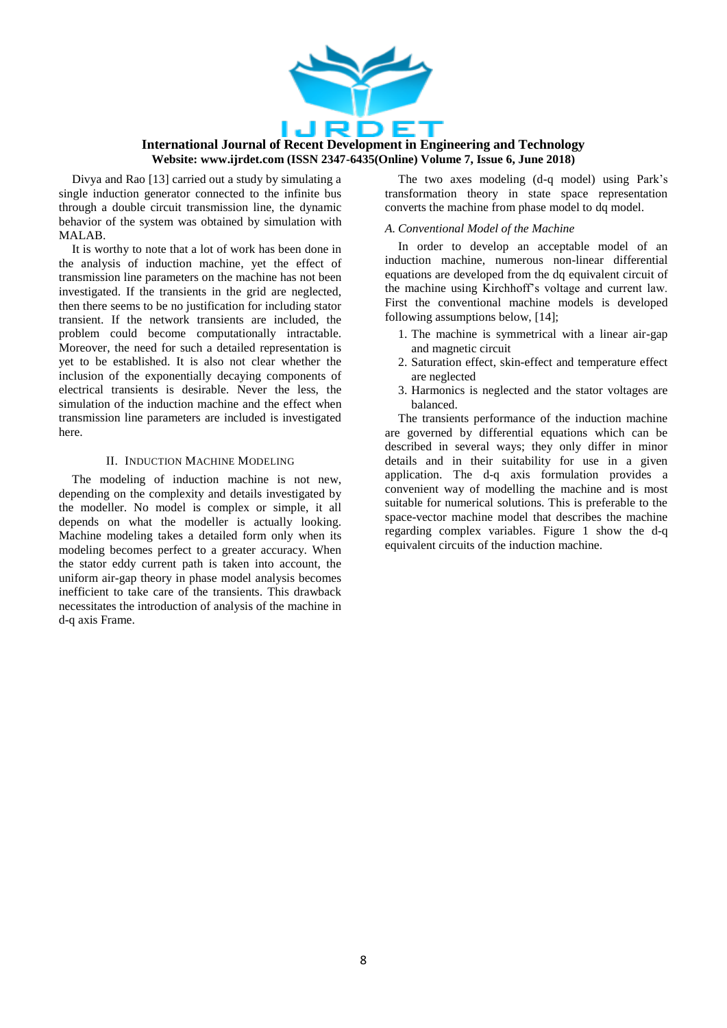Divya and Rao [13] carried out a study by simulating a single induction generator connected to the infinite bus through a double circuit transmission line, the dynamic behavior of the system was obtained by simulation with MALAB.

It is worthy to note that a lot of work has been done in the analysis of induction machine, yet the effect of transmission line parameters on the machine has not been investigated. If the transients in the grid are neglected, then there seems to be no justification for including stator transient. If the network transients are included, the problem could become computationally intractable. Moreover, the need for such a detailed representation is yet to be established. It is also not clear whether the inclusion of the exponentially decaying components of electrical transients is desirable. Never the less, the simulation of the induction machine and the effect when transmission line parameters are included is investigated here.

## II. Induction Machine Modeling

The modeling of induction machine is not new, depending on the complexity and details investigated by the modeller. No model is complex or simple, it all depends on what the modeller is actually looking. Machine modeling takes a detailed form only when its modeling becomes perfect to a greater accuracy. When the stator eddy current path is taken into account, the uniform air-gap theory in phase model analysis becomes inefficient to take care of the transients. This drawback necessitates the introduction of analysis of the machine in d-q axis Frame.

The two axes modeling (d-q model) using Park's transformation theory in state space representation converts the machine from phase model to dq model.

### *A. Conventional Model of the Machine*

In order to develop an acceptable model of an induction machine, numerous non-linear differential equations are developed from the dq equivalent circuit of the machine using Kirchhoff's voltage and current law. First the conventional machine models is developed following assumptions below, [14];

1. The machine is symmetrical with a linear air-gap and magnetic circuit
2. Saturation effect, skin-effect and temperature effect are neglected
3. Harmonics is neglected and the stator voltages are balanced.

The transients performance of the induction machine are governed by differential equations which can be described in several ways; they only differ in minor details and in their suitability for use in a given application. The d-q axis formulation provides a convenient way of modelling the machine and is most suitable for numerical solutions. This is preferable to the space-vector machine model that describes the machine regarding complex variables. Figure 1 show the d-q equivalent circuits of the induction machine.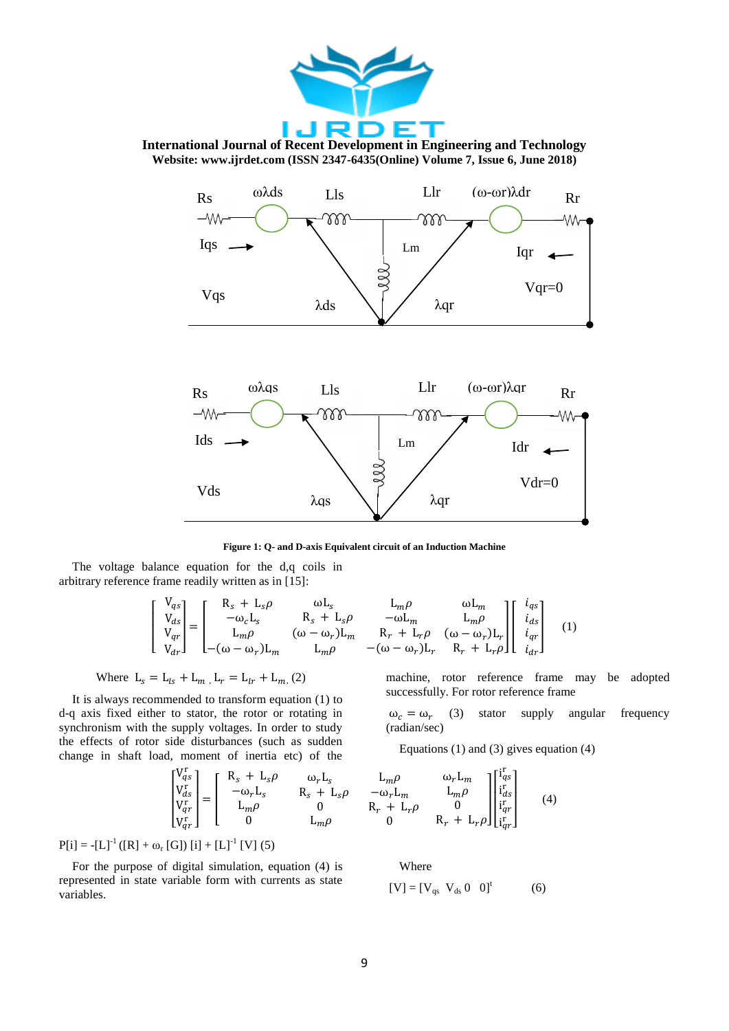Figure 1: Q- and D-axis Equivalent circuit of an Induction Machine

The voltage balance equation for the d,q coils in arbitrary reference frame readily written as in [15]:

$$\begin{bmatrix} V_{qs} \\ V_{ds} \\ V_{qr} \\ V_{dr} \end{bmatrix} = \begin{bmatrix} R_s + L_s\rho & \omega L_s & L_m\rho & \omega L_m \\ -\omega_c L_s & R_s + L_s\rho & -\omega L_m & L_m\rho \\ L_m\rho & (\omega-\omega_r)L_m & R_r + L_r\rho & (\omega-\omega_r)L_r \\ -(\omega-\omega_r)L_m & L_m\rho & -(\omega-\omega_r)L_r & R_r + L_r\rho \end{bmatrix} \begin{bmatrix} i_{qs} \\ i_{ds} \\ i_{qr} \\ i_{dr} \end{bmatrix} \quad (1)$$

Where $L_s = L_{ls} + L_m$ , $L_r = L_{lr} + L_m$ (2)

It is always recommended to transform equation (1) to d-q axis fixed either to stator, the rotor or rotating in synchronism with the supply voltages. In order to study the effects of rotor side disturbances (such as sudden change in shaft load, moment of inertia etc) of the machine, rotor reference frame may be adopted successfully. For rotor reference frame

$\omega_c = \omega_r$ (3) stator supply angular frequency (radian/sec)

Equations (1) and (3) gives equation (4)

$$\begin{bmatrix} V^r_{qs} \\ V^r_{ds} \\ V^r_{qr} \\ V^r_{qr} \end{bmatrix} = \begin{bmatrix} R_s + L_s\rho & \omega_r L_s & L_m\rho & \omega_r L_m \\ -\omega_r L_s & R_s + L_s\rho & -\omega_r L_m & L_m\rho \\ L_m\rho & 0 & R_r + L_r\rho & 0 \\ 0 & L_m\rho & 0 & R_r + L_r\rho \end{bmatrix} \begin{bmatrix} i^r_{qs} \\ i^r_{ds} \\ i^r_{qr} \\ i^r_{qr} \end{bmatrix} \quad (4)$$

$P[i] = -[L]^{-1} ([R] + \omega_r [G]) [i] + [L]^{-1} [V]$ (5)

For the purpose of digital simulation, equation (4) is represented in state variable form with currents as state variables.

Where

$[V] = [V_{qs} \;\; V_{ds} \;\; 0 \;\; 0]^t$ (6)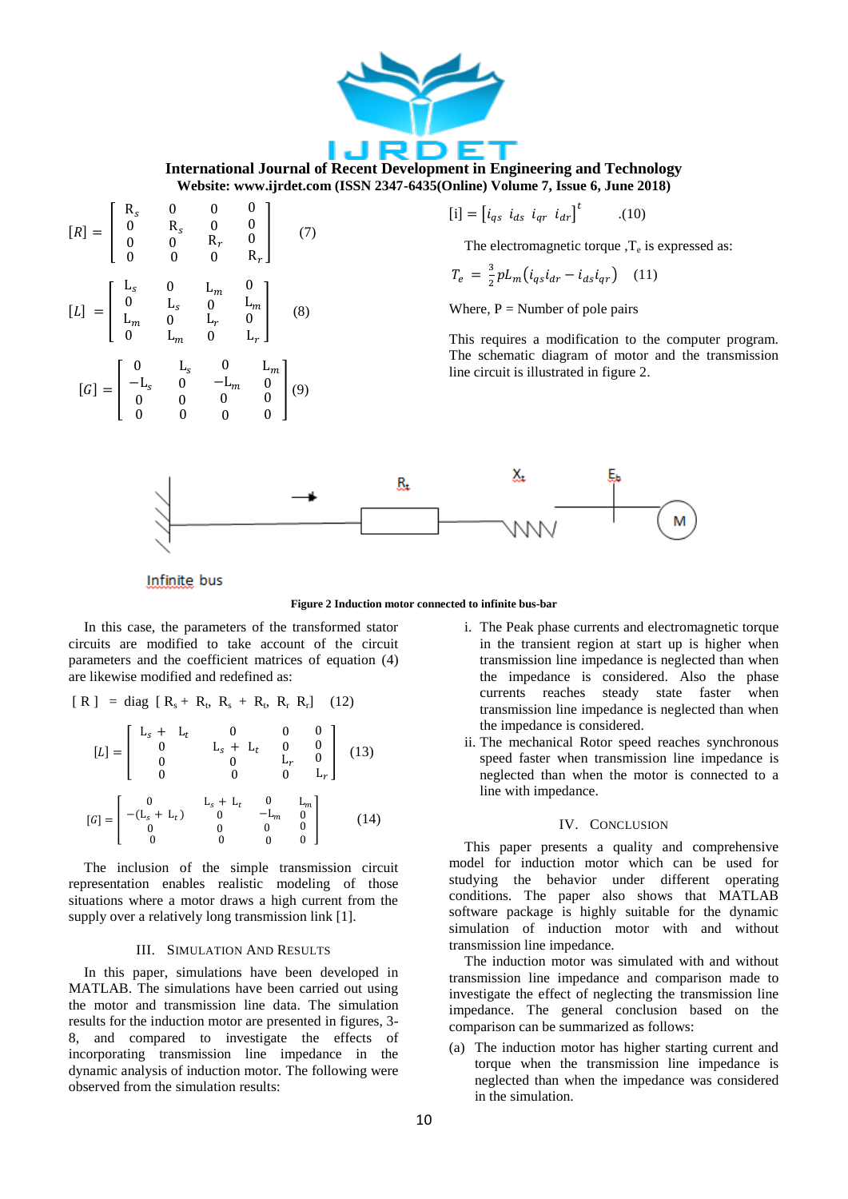$$[R] = \begin{bmatrix} R_s & 0 & 0 & 0 \\ 0 & R_s & 0 & 0 \\ 0 & 0 & R_r & 0 \\ 0 & 0 & 0 & R_r \end{bmatrix} \quad (7)$$

$$[L] = \begin{bmatrix} L_s & 0 & L_m & 0 \\ 0 & L_s & 0 & L_m \\ L_m & 0 & L_r & 0 \\ 0 & L_m & 0 & L_r \end{bmatrix} \quad (8)$$

$$[G] = \begin{bmatrix} 0 & L_s & 0 & L_m \\ -L_s & 0 & -L_m & 0 \\ 0 & 0 & 0 & 0 \\ 0 & 0 & 0 & 0 \end{bmatrix} \quad (9)$$

$$[i] = \left[i_{qs}\ i_{ds}\ i_{qr}\ i_{dr}\right]^t \quad .(10)$$

The electromagnetic torque ,$T_e$ is expressed as:

$$T_e = \frac{3}{2} p L_m \left(i_{qs} i_{dr} - i_{ds} i_{qr}\right) \quad (11)$$

Where, P = Number of pole pairs

This requires a modification to the computer program. The schematic diagram of motor and the transmission line circuit is illustrated in figure 2.

**Figure 2 Induction motor connected to infinite bus-bar**

In this case, the parameters of the transformed stator circuits are modified to take account of the circuit parameters and the coefficient matrices of equation (4) are likewise modified and redefined as:

$$[R] = \text{diag}\ [R_s + R_t,\ R_s + R_t,\ R_r\ R_r] \quad (12)$$

$$[L] = \begin{bmatrix} L_s + L_t & 0 & 0 & 0 \\ 0 & L_s + L_t & 0 & 0 \\ 0 & 0 & L_r & 0 \\ 0 & 0 & 0 & L_r \end{bmatrix} \quad (13)$$

$$[G] = \begin{bmatrix} 0 & L_s + L_t & 0 & L_m \\ -(L_s + L_t) & 0 & -L_m & 0 \\ 0 & 0 & 0 & 0 \\ 0 & 0 & 0 & 0 \end{bmatrix} \quad (14)$$

The inclusion of the simple transmission circuit representation enables realistic modeling of those situations where a motor draws a high current from the supply over a relatively long transmission link [1].

## III. Simulation And Results

In this paper, simulations have been developed in MATLAB. The simulations have been carried out using the motor and transmission line data. The simulation results for the induction motor are presented in figures, 3-8, and compared to investigate the effects of incorporating transmission line impedance in the dynamic analysis of induction motor. The following were observed from the simulation results:

i. The Peak phase currents and electromagnetic torque in the transient region at start up is higher when transmission line impedance is neglected than when the impedance is considered. Also the phase currents reaches steady state faster when transmission line impedance is neglected than when the impedance is considered.

ii. The mechanical Rotor speed reaches synchronous speed faster when transmission line impedance is neglected than when the motor is connected to a line with impedance.

## IV. Conclusion

This paper presents a quality and comprehensive model for induction motor which can be used for studying the behavior under different operating conditions. The paper also shows that MATLAB software package is highly suitable for the dynamic simulation of induction motor with and without transmission line impedance.

The induction motor was simulated with and without transmission line impedance and comparison made to investigate the effect of neglecting the transmission line impedance. The general conclusion based on the comparison can be summarized as follows:

(a) The induction motor has higher starting current and torque when the transmission line impedance is neglected than when the impedance was considered in the simulation.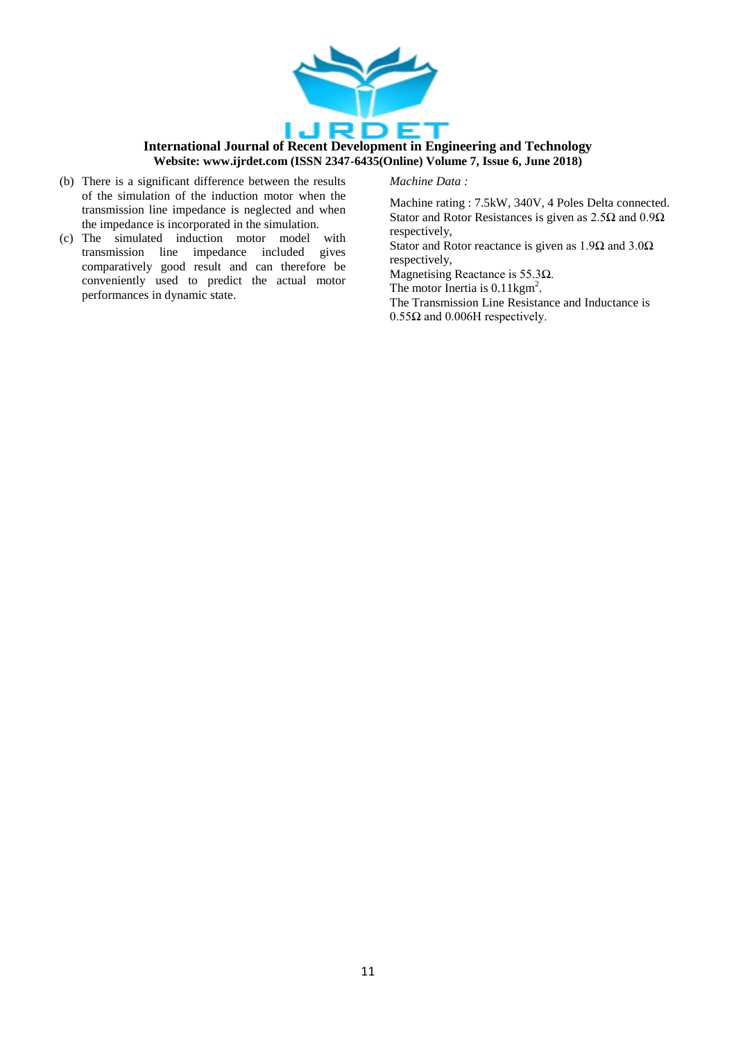(b) There is a significant difference between the results of the simulation of the induction motor when the transmission line impedance is neglected and when the impedance is incorporated in the simulation.

(c) The simulated induction motor model with transmission line impedance included gives comparatively good result and can therefore be conveniently used to predict the actual motor performances in dynamic state.

*Machine Data :*

Machine rating : 7.5kW, 340V, 4 Poles Delta connected.
Stator and Rotor Resistances is given as 2.5Ω and 0.9Ω respectively,
Stator and Rotor reactance is given as 1.9Ω and 3.0Ω respectively,
Magnetising Reactance is 55.3Ω.
The motor Inertia is 0.11kgm$^2$.
The Transmission Line Resistance and Inductance is 0.55Ω and 0.006H respectively.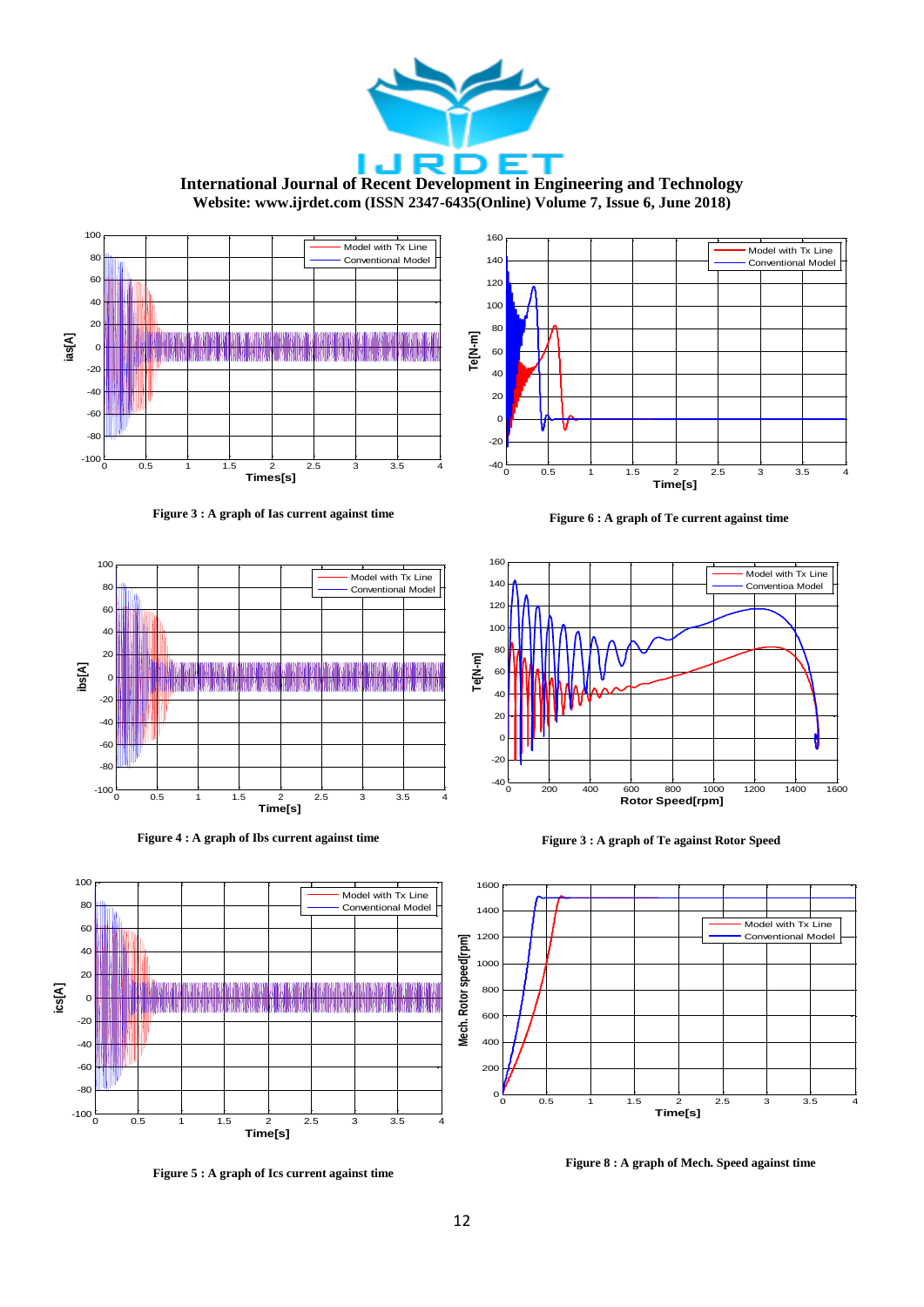Figure 3 : A graph of Ias current against time

Figure 6 : A graph of Te current against time

Figure 4 : A graph of Ibs current against time

Figure 3 : A graph of Te against Rotor Speed

Figure 5 : A graph of Ics current against time

Figure 8 : A graph of Mech. Speed against time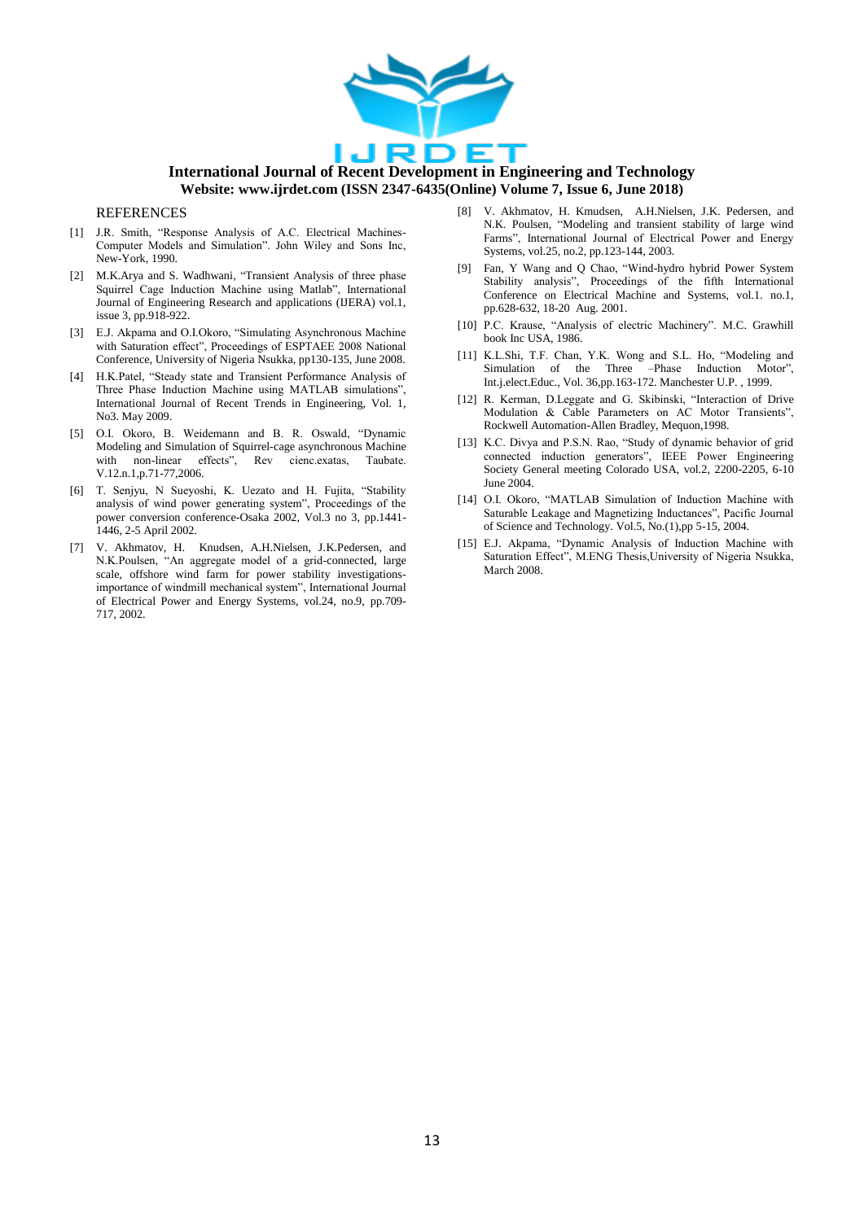## REFERENCES

[1] J.R. Smith, "Response Analysis of A.C. Electrical Machines-Computer Models and Simulation". John Wiley and Sons Inc, New-York, 1990.

[2] M.K.Arya and S. Wadhwani, "Transient Analysis of three phase Squirrel Cage Induction Machine using Matlab", International Journal of Engineering Research and applications (IJERA) vol.1, issue 3, pp.918-922.

[3] E.J. Akpama and O.I.Okoro, "Simulating Asynchronous Machine with Saturation effect", Proceedings of ESPTAEE 2008 National Conference, University of Nigeria Nsukka, pp130-135, June 2008.

[4] H.K.Patel, "Steady state and Transient Performance Analysis of Three Phase Induction Machine using MATLAB simulations", International Journal of Recent Trends in Engineering, Vol. 1, No3. May 2009.

[5] O.I. Okoro, B. Weidemann and B. R. Oswald, "Dynamic Modeling and Simulation of Squirrel-cage asynchronous Machine with non-linear effects", Rev cienc.exatas, Taubate. V.12.n.1,p.71-77,2006.

[6] T. Senjyu, N Sueyoshi, K. Uezato and H. Fujita, "Stability analysis of wind power generating system", Proceedings of the power conversion conference-Osaka 2002, Vol.3 no 3, pp.1441-1446, 2-5 April 2002.

[7] V. Akhmatov, H. Knudsen, A.H.Nielsen, J.K.Pedersen, and N.K.Poulsen, "An aggregate model of a grid-connected, large scale, offshore wind farm for power stability investigations-importance of windmill mechanical system", International Journal of Electrical Power and Energy Systems, vol.24, no.9, pp.709-717, 2002.

[8] V. Akhmatov, H. Kmudsen, A.H.Nielsen, J.K. Pedersen, and N.K. Poulsen, "Modeling and transient stability of large wind Farms", International Journal of Electrical Power and Energy Systems, vol.25, no.2, pp.123-144, 2003.

[9] Fan, Y Wang and Q Chao, "Wind-hydro hybrid Power System Stability analysis", Proceedings of the fifth International Conference on Electrical Machine and Systems, vol.1. no.1, pp.628-632, 18-20 Aug. 2001.

[10] P.C. Krause, "Analysis of electric Machinery". M.C. Grawhill book Inc USA, 1986.

[11] K.L.Shi, T.F. Chan, Y.K. Wong and S.L. Ho, "Modeling and Simulation of the Three –Phase Induction Motor", Int.j.elect.Educ., Vol. 36,pp.163-172. Manchester U.P. , 1999.

[12] R. Kerman, D.Leggate and G. Skibinski, "Interaction of Drive Modulation & Cable Parameters on AC Motor Transients", Rockwell Automation-Allen Bradley, Mequon,1998.

[13] K.C. Divya and P.S.N. Rao, "Study of dynamic behavior of grid connected induction generators", IEEE Power Engineering Society General meeting Colorado USA, vol.2, 2200-2205, 6-10 June 2004.

[14] O.I. Okoro, "MATLAB Simulation of Induction Machine with Saturable Leakage and Magnetizing Inductances", Pacific Journal of Science and Technology. Vol.5, No.(1),pp 5-15, 2004.

[15] E.J. Akpama, "Dynamic Analysis of Induction Machine with Saturation Effect", M.ENG Thesis,University of Nigeria Nsukka, March 2008.